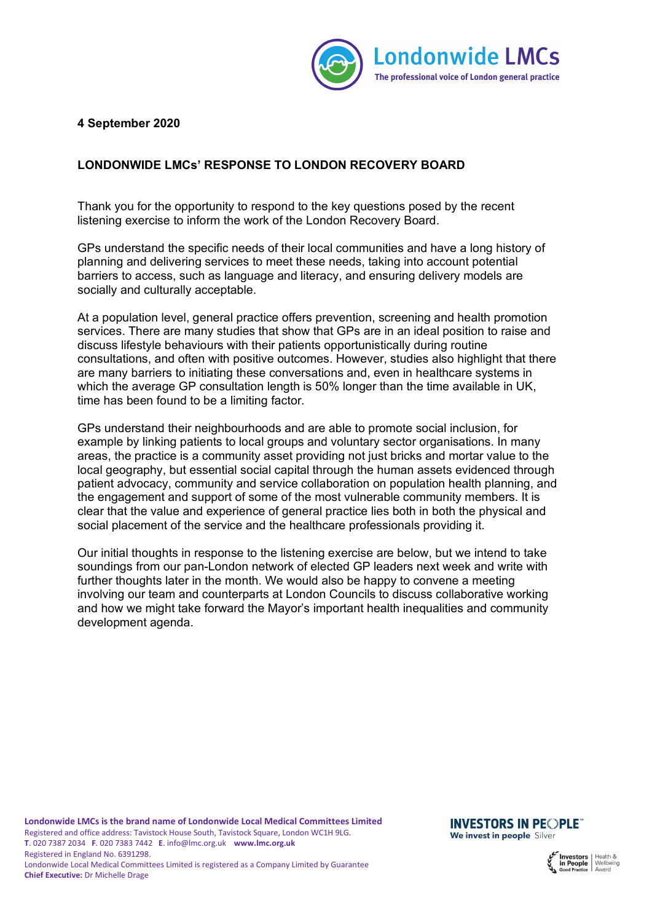**4 September 2020**

**LONDONWIDE LMCs' RESPONSE TO LONDON RECOVERY BOARD**

Thank you for the opportunity to respond to the key questions posed by the recent listening exercise to inform the work of the London Recovery Board.

GPs understand the specific needs of their local communities and have a long history of planning and delivering services to meet these needs, taking into account potential barriers to access, such as language and literacy, and ensuring delivery models are socially and culturally acceptable.

At a population level, general practice offers prevention, screening and health promotion services. There are many studies that show that GPs are in an ideal position to raise and discuss lifestyle behaviours with their patients opportunistically during routine consultations, and often with positive outcomes. However, studies also highlight that there are many barriers to initiating these conversations and, even in healthcare systems in which the average GP consultation length is 50% longer than the time available in UK, time has been found to be a limiting factor.

GPs understand their neighbourhoods and are able to promote social inclusion, for example by linking patients to local groups and voluntary sector organisations. In many areas, the practice is a community asset providing not just bricks and mortar value to the local geography, but essential social capital through the human assets evidenced through patient advocacy, community and service collaboration on population health planning, and the engagement and support of some of the most vulnerable community members. It is clear that the value and experience of general practice lies both in both the physical and social placement of the service and the healthcare professionals providing it.

Our initial thoughts in response to the listening exercise are below, but we intend to take soundings from our pan-London network of elected GP leaders next week and write with further thoughts later in the month. We would also be happy to convene a meeting involving our team and counterparts at London Councils to discuss collaborative working and how we might take forward the Mayor's important health inequalities and community development agenda.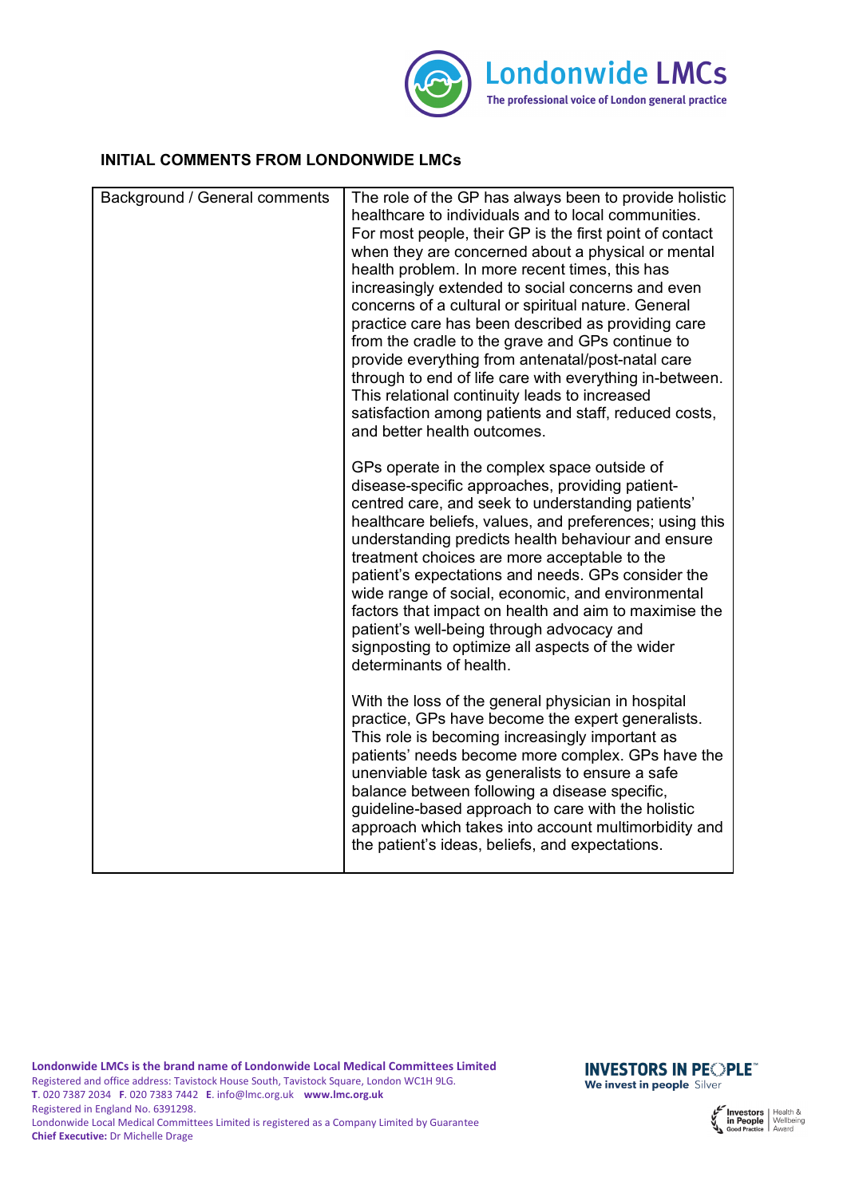**INITIAL COMMENTS FROM LONDONWIDE LMCs**

| Background / General comments | The role of the GP has always been to provide holistic healthcare to individuals and to local communities. For most people, their GP is the first point of contact when they are concerned about a physical or mental health problem. In more recent times, this has increasingly extended to social concerns and even concerns of a cultural or spiritual nature. General practice care has been described as providing care from the cradle to the grave and GPs continue to provide everything from antenatal/post-natal care through to end of life care with everything in-between. This relational continuity leads to increased satisfaction among patients and staff, reduced costs, and better health outcomes.<br><br>GPs operate in the complex space outside of disease-specific approaches, providing patient-centred care, and seek to understanding patients' healthcare beliefs, values, and preferences; using this understanding predicts health behaviour and ensure treatment choices are more acceptable to the patient's expectations and needs. GPs consider the wide range of social, economic, and environmental factors that impact on health and aim to maximise the patient's well-being through advocacy and signposting to optimize all aspects of the wider determinants of health.<br><br>With the loss of the general physician in hospital practice, GPs have become the expert generalists. This role is becoming increasingly important as patients' needs become more complex. GPs have the unenviable task as generalists to ensure a safe balance between following a disease specific, guideline-based approach to care with the holistic approach which takes into account multimorbidity and the patient's ideas, beliefs, and expectations. |
|---|---|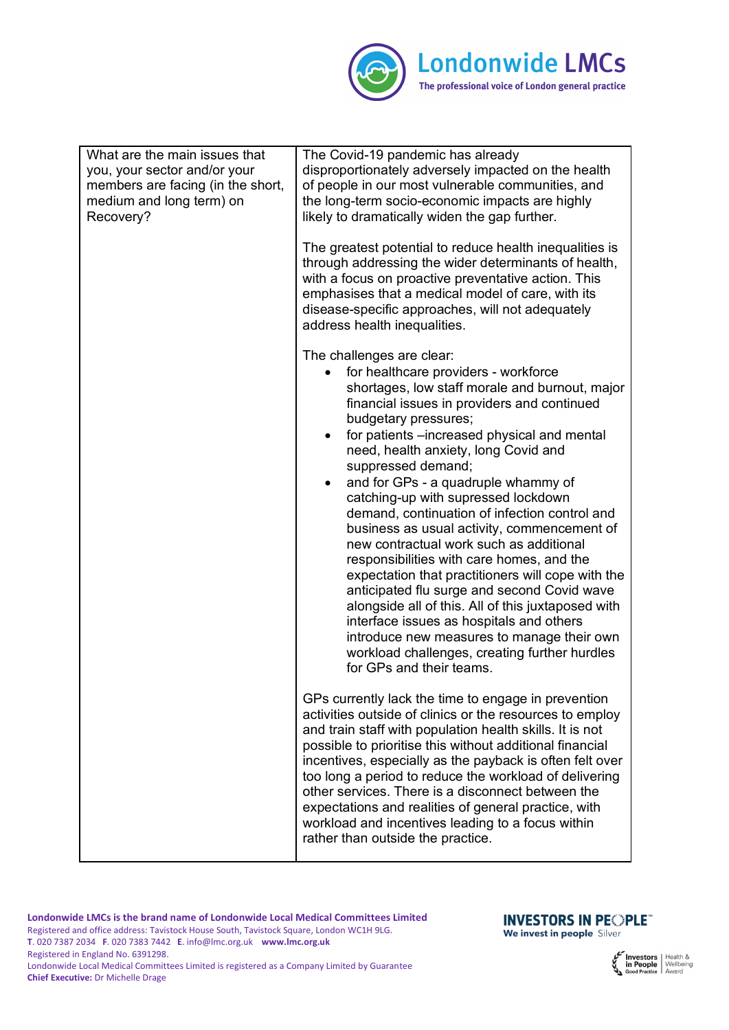| What are the main issues that you, your sector and/or your members are facing (in the short, medium and long term) on Recovery? | The Covid-19 pandemic has already disproportionately adversely impacted on the health of people in our most vulnerable communities, and the long-term socio-economic impacts are highly likely to dramatically widen the gap further.<br><br>The greatest potential to reduce health inequalities is through addressing the wider determinants of health, with a focus on proactive preventative action. This emphasises that a medical model of care, with its disease-specific approaches, will not adequately address health inequalities.<br><br>The challenges are clear:<br>• for healthcare providers - workforce shortages, low staff morale and burnout, major financial issues in providers and continued budgetary pressures;<br>• for patients –increased physical and mental need, health anxiety, long Covid and suppressed demand;<br>• and for GPs - a quadruple whammy of catching-up with supressed lockdown demand, continuation of infection control and business as usual activity, commencement of new contractual work such as additional responsibilities with care homes, and the expectation that practitioners will cope with the anticipated flu surge and second Covid wave alongside all of this. All of this juxtaposed with interface issues as hospitals and others introduce new measures to manage their own workload challenges, creating further hurdles for GPs and their teams.<br><br>GPs currently lack the time to engage in prevention activities outside of clinics or the resources to employ and train staff with population health skills. It is not possible to prioritise this without additional financial incentives, especially as the payback is often felt over too long a period to reduce the workload of delivering other services. There is a disconnect between the expectations and realities of general practice, with workload and incentives leading to a focus within rather than outside the practice. |
|---|---|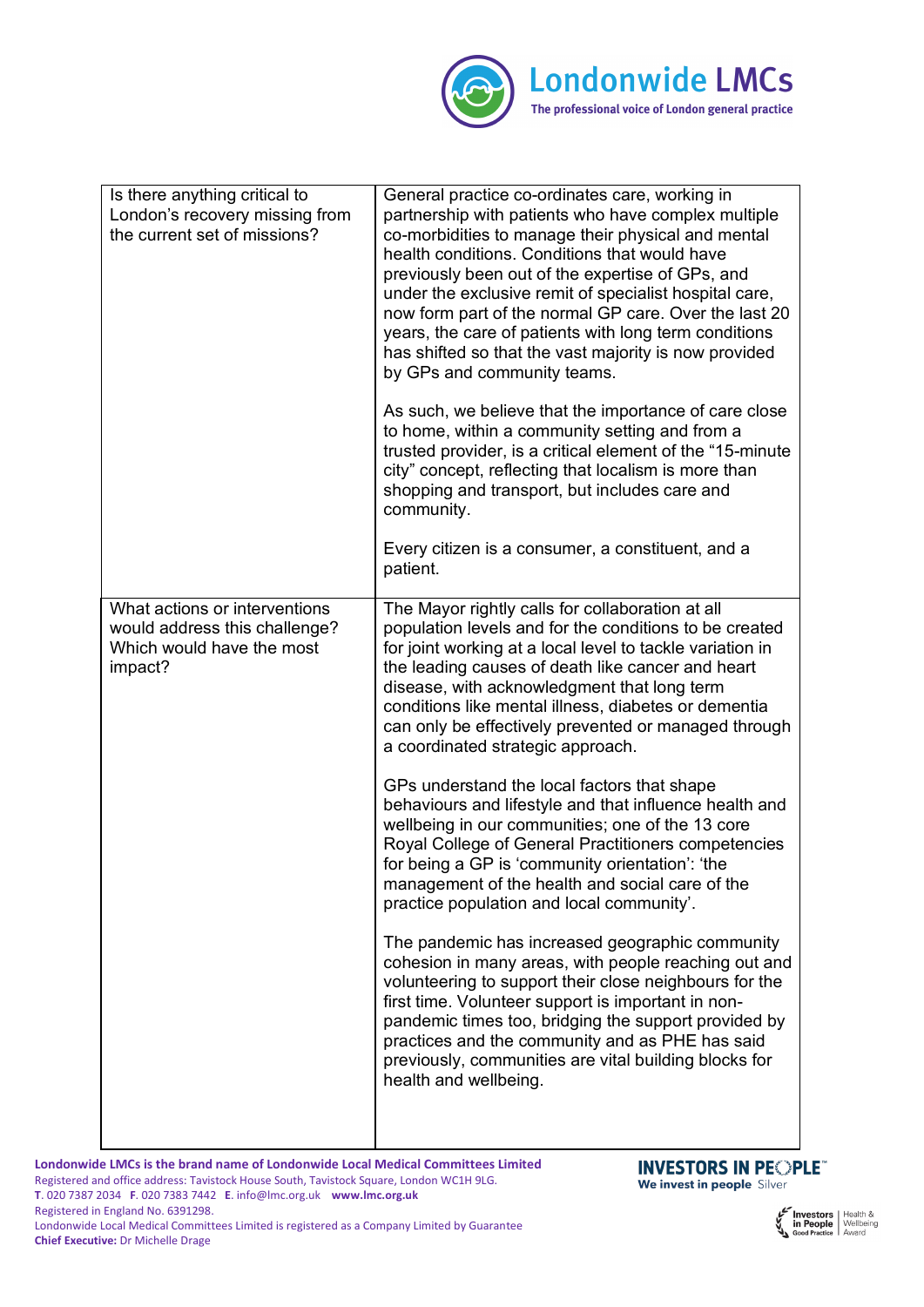| Is there anything critical to London's recovery missing from the current set of missions? | General practice co-ordinates care, working in partnership with patients who have complex multiple co-morbidities to manage their physical and mental health conditions. Conditions that would have previously been out of the expertise of GPs, and under the exclusive remit of specialist hospital care, now form part of the normal GP care. Over the last 20 years, the care of patients with long term conditions has shifted so that the vast majority is now provided by GPs and community teams.<br><br>As such, we believe that the importance of care close to home, within a community setting and from a trusted provider, is a critical element of the "15-minute city" concept, reflecting that localism is more than shopping and transport, but includes care and community.<br><br>Every citizen is a consumer, a constituent, and a patient. |
|---|---|
| What actions or interventions would address this challenge? Which would have the most impact? | The Mayor rightly calls for collaboration at all population levels and for the conditions to be created for joint working at a local level to tackle variation in the leading causes of death like cancer and heart disease, with acknowledgment that long term conditions like mental illness, diabetes or dementia can only be effectively prevented or managed through a coordinated strategic approach.<br><br>GPs understand the local factors that shape behaviours and lifestyle and that influence health and wellbeing in our communities; one of the 13 core Royal College of General Practitioners competencies for being a GP is 'community orientation': 'the management of the health and social care of the practice population and local community'.<br><br>The pandemic has increased geographic community cohesion in many areas, with people reaching out and volunteering to support their close neighbours for the first time. Volunteer support is important in non-pandemic times too, bridging the support provided by practices and the community and as PHE has said previously, communities are vital building blocks for health and wellbeing. |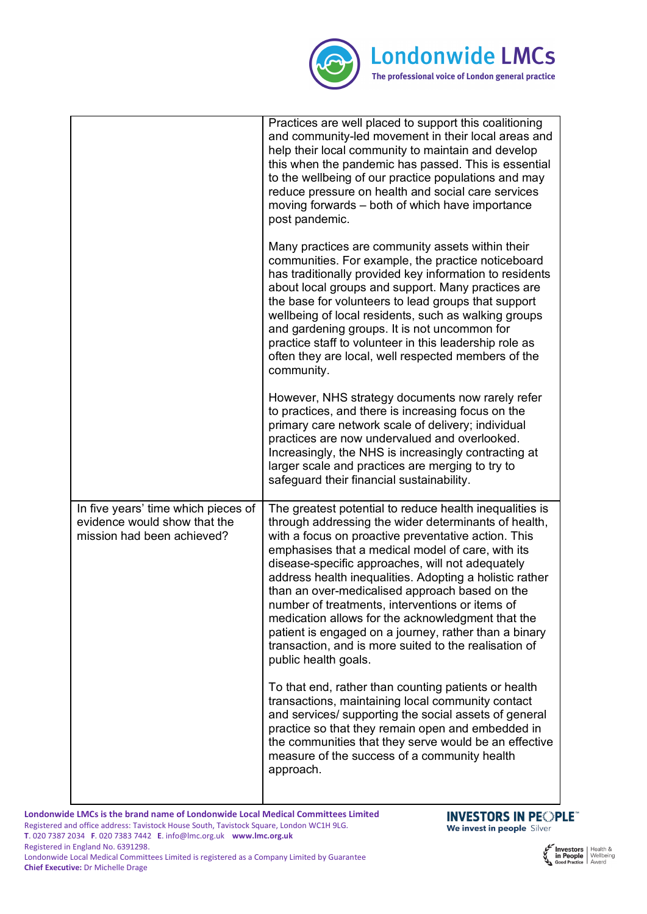| | |
|---|---|
| | Practices are well placed to support this coalitioning and community-led movement in their local areas and help their local community to maintain and develop this when the pandemic has passed. This is essential to the wellbeing of our practice populations and may reduce pressure on health and social care services moving forwards – both of which have importance post pandemic.<br><br>Many practices are community assets within their communities. For example, the practice noticeboard has traditionally provided key information to residents about local groups and support. Many practices are the base for volunteers to lead groups that support wellbeing of local residents, such as walking groups and gardening groups. It is not uncommon for practice staff to volunteer in this leadership role as often they are local, well respected members of the community.<br><br>However, NHS strategy documents now rarely refer to practices, and there is increasing focus on the primary care network scale of delivery; individual practices are now undervalued and overlooked. Increasingly, the NHS is increasingly contracting at larger scale and practices are merging to try to safeguard their financial sustainability. |
| In five years' time which pieces of evidence would show that the mission had been achieved? | The greatest potential to reduce health inequalities is through addressing the wider determinants of health, with a focus on proactive preventative action. This emphasises that a medical model of care, with its disease-specific approaches, will not adequately address health inequalities. Adopting a holistic rather than an over-medicalised approach based on the number of treatments, interventions or items of medication allows for the acknowledgment that the patient is engaged on a journey, rather than a binary transaction, and is more suited to the realisation of public health goals.<br><br>To that end, rather than counting patients or health transactions, maintaining local community contact and services/ supporting the social assets of general practice so that they remain open and embedded in the communities that they serve would be an effective measure of the success of a community health approach. |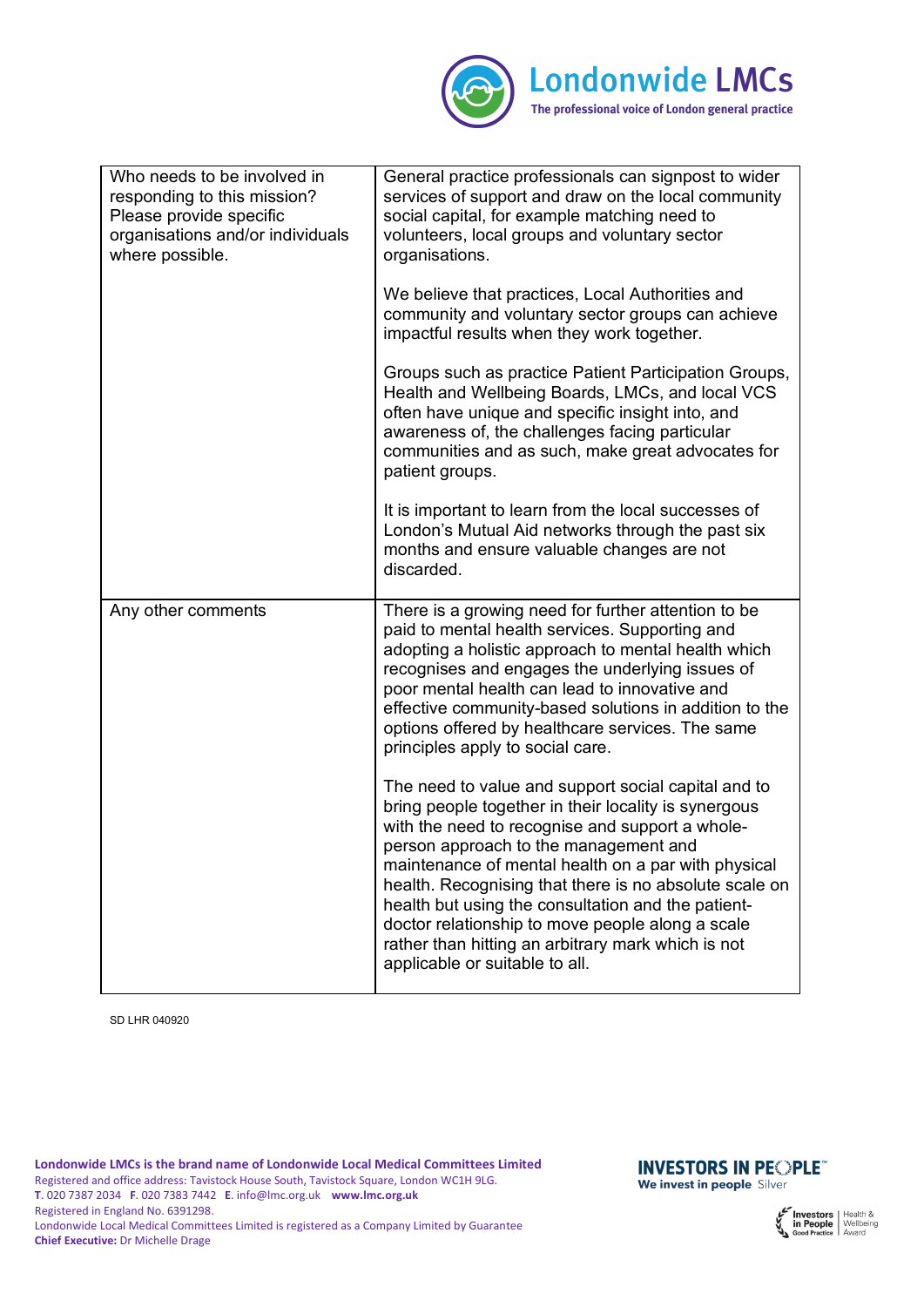| | |
|---|---|
| Who needs to be involved in responding to this mission? Please provide specific organisations and/or individuals where possible. | General practice professionals can signpost to wider services of support and draw on the local community social capital, for example matching need to volunteers, local groups and voluntary sector organisations.<br><br>We believe that practices, Local Authorities and community and voluntary sector groups can achieve impactful results when they work together.<br><br>Groups such as practice Patient Participation Groups, Health and Wellbeing Boards, LMCs, and local VCS often have unique and specific insight into, and awareness of, the challenges facing particular communities and as such, make great advocates for patient groups.<br><br>It is important to learn from the local successes of London's Mutual Aid networks through the past six months and ensure valuable changes are not discarded. |
| Any other comments | There is a growing need for further attention to be paid to mental health services. Supporting and adopting a holistic approach to mental health which recognises and engages the underlying issues of poor mental health can lead to innovative and effective community-based solutions in addition to the options offered by healthcare services. The same principles apply to social care.<br><br>The need to value and support social capital and to bring people together in their locality is synergous with the need to recognise and support a whole-person approach to the management and maintenance of mental health on a par with physical health. Recognising that there is no absolute scale on health but using the consultation and the patient-doctor relationship to move people along a scale rather than hitting an arbitrary mark which is not applicable or suitable to all. |

SD LHR 040920